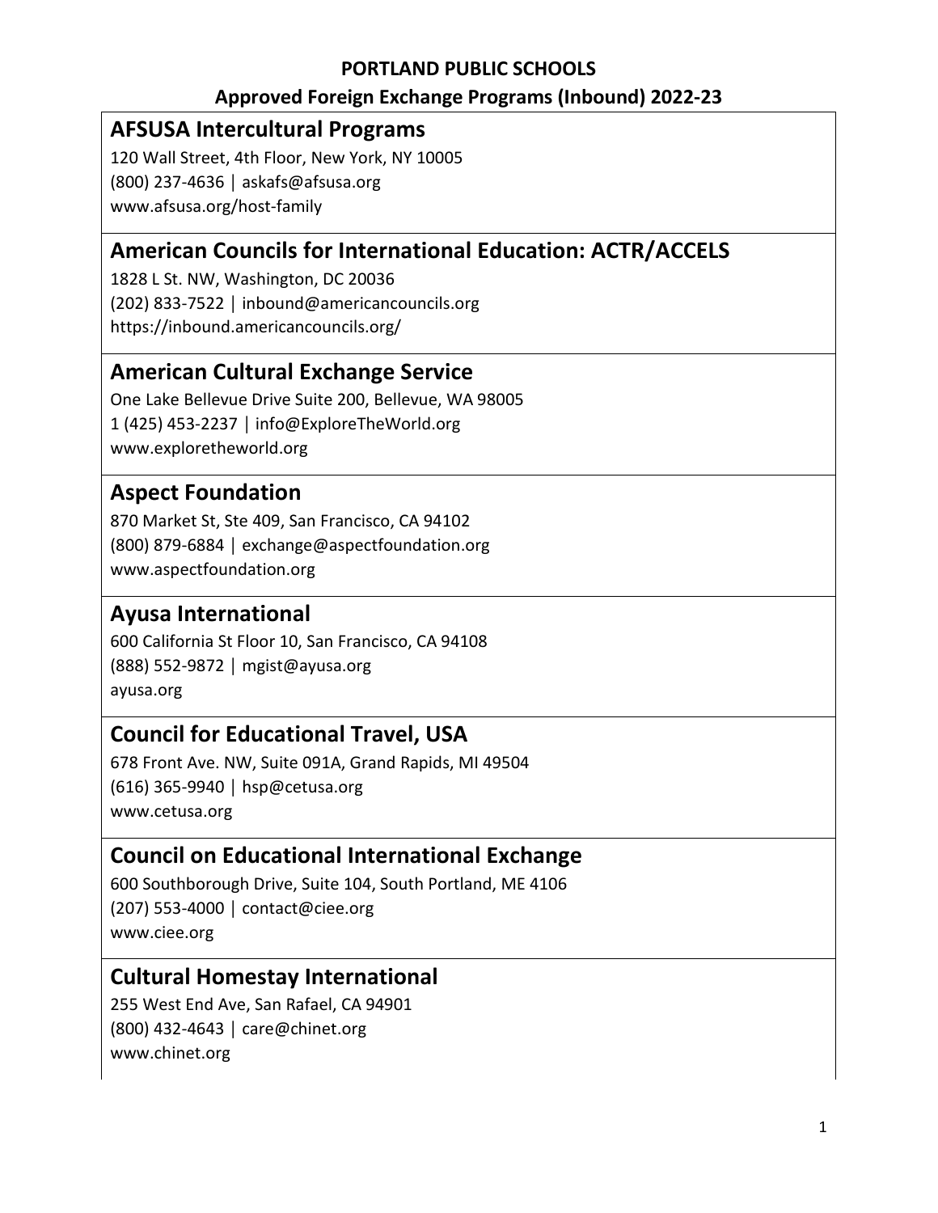**PORTLAND PUBLIC SCHOOLS**

**Approved Foreign Exchange Programs (Inbound) 2022-23**

## AFSUSA Intercultural Programs

120 Wall Street, 4th Floor, New York, NY 10005
(800) 237-4636 | askafs@afsusa.org
www.afsusa.org/host-family

## American Councils for International Education: ACTR/ACCELS

1828 L St. NW, Washington, DC 20036
(202) 833-7522 | inbound@americancouncils.org
https://inbound.americancouncils.org/

## American Cultural Exchange Service

One Lake Bellevue Drive Suite 200, Bellevue, WA 98005
1 (425) 453-2237 | info@ExploreTheWorld.org
www.exploretheworld.org

## Aspect Foundation

870 Market St, Ste 409, San Francisco, CA 94102
(800) 879-6884 | exchange@aspectfoundation.org
www.aspectfoundation.org

## Ayusa International

600 California St Floor 10, San Francisco, CA 94108
(888) 552-9872 | mgist@ayusa.org
ayusa.org

## Council for Educational Travel, USA

678 Front Ave. NW, Suite 091A, Grand Rapids, MI 49504
(616) 365-9940 | hsp@cetusa.org
www.cetusa.org

## Council on Educational International Exchange

600 Southborough Drive, Suite 104, South Portland, ME 4106
(207) 553-4000 | contact@ciee.org
www.ciee.org

## Cultural Homestay International

255 West End Ave, San Rafael, CA 94901
(800) 432-4643 | care@chinet.org
www.chinet.org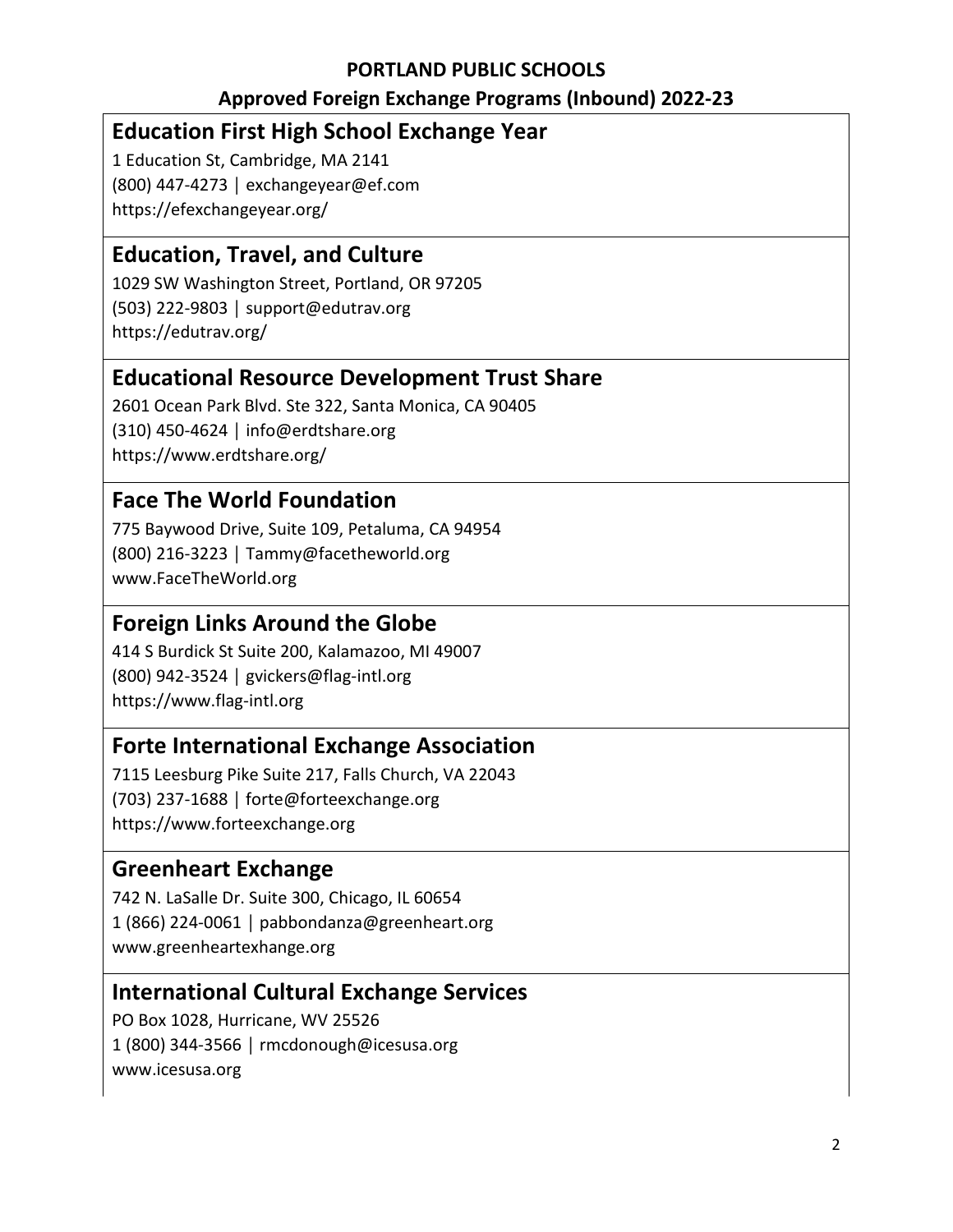**PORTLAND PUBLIC SCHOOLS**

**Approved Foreign Exchange Programs (Inbound) 2022-23**

## Education First High School Exchange Year

1 Education St, Cambridge, MA 2141
(800) 447-4273 | exchangeyear@ef.com
https://efexchangeyear.org/

## Education, Travel, and Culture

1029 SW Washington Street, Portland, OR 97205
(503) 222-9803 | support@edutrav.org
https://edutrav.org/

## Educational Resource Development Trust Share

2601 Ocean Park Blvd. Ste 322, Santa Monica, CA 90405
(310) 450-4624 | info@erdtshare.org
https://www.erdtshare.org/

## Face The World Foundation

775 Baywood Drive, Suite 109, Petaluma, CA 94954
(800) 216-3223 | Tammy@facetheworld.org
www.FaceTheWorld.org

## Foreign Links Around the Globe

414 S Burdick St Suite 200, Kalamazoo, MI 49007
(800) 942-3524 | gvickers@flag-intl.org
https://www.flag-intl.org

## Forte International Exchange Association

7115 Leesburg Pike Suite 217, Falls Church, VA 22043
(703) 237-1688 | forte@forteexchange.org
https://www.forteexchange.org

## Greenheart Exchange

742 N. LaSalle Dr. Suite 300, Chicago, IL 60654
1 (866) 224-0061 | pabbondanza@greenheart.org
www.greenheartexhange.org

## International Cultural Exchange Services

PO Box 1028, Hurricane, WV 25526
1 (800) 344-3566 | rmcdonough@icesusa.org
www.icesusa.org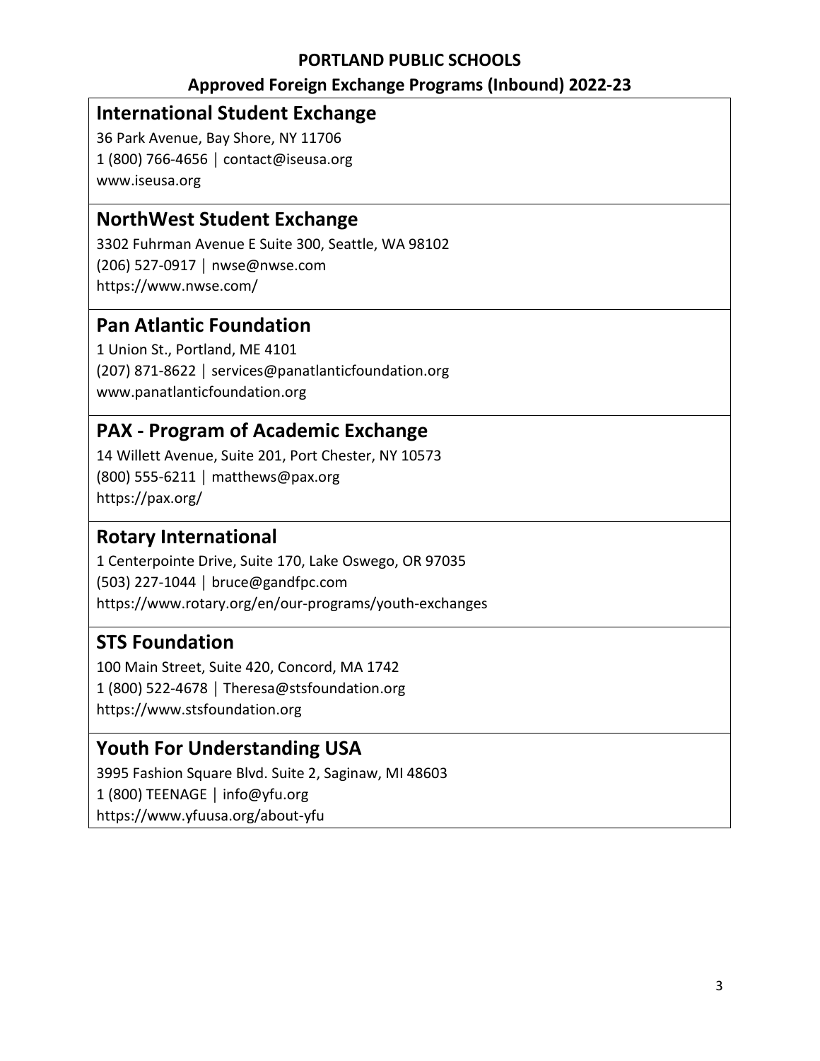**PORTLAND PUBLIC SCHOOLS**

**Approved Foreign Exchange Programs (Inbound) 2022-23**

## International Student Exchange

36 Park Avenue, Bay Shore, NY 11706
1 (800) 766-4656 | contact@iseusa.org
www.iseusa.org

## NorthWest Student Exchange

3302 Fuhrman Avenue E Suite 300, Seattle, WA 98102
(206) 527-0917 | nwse@nwse.com
https://www.nwse.com/

## Pan Atlantic Foundation

1 Union St., Portland, ME 4101
(207) 871-8622 | services@panatlanticfoundation.org
www.panatlanticfoundation.org

## PAX - Program of Academic Exchange

14 Willett Avenue, Suite 201, Port Chester, NY 10573
(800) 555-6211 | matthews@pax.org
https://pax.org/

## Rotary International

1 Centerpointe Drive, Suite 170, Lake Oswego, OR 97035
(503) 227-1044 | bruce@gandfpc.com
https://www.rotary.org/en/our-programs/youth-exchanges

## STS Foundation

100 Main Street, Suite 420, Concord, MA 1742
1 (800) 522-4678 | Theresa@stsfoundation.org
https://www.stsfoundation.org

## Youth For Understanding USA

3995 Fashion Square Blvd. Suite 2, Saginaw, MI 48603
1 (800) TEENAGE | info@yfu.org
https://www.yfuusa.org/about-yfu